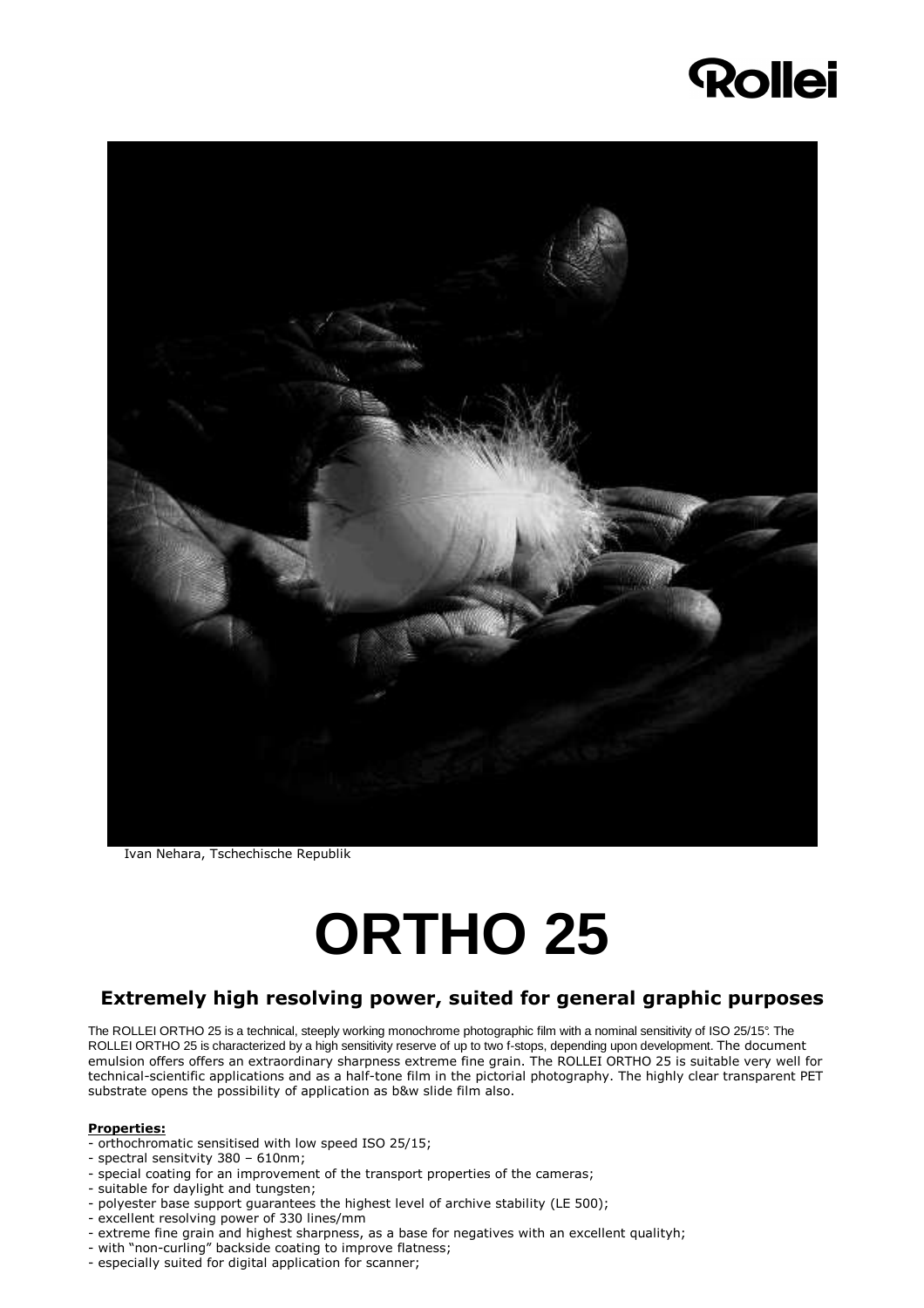Rollei

Ivan Nehara, Tschechische Republik

# ORTHO 25

## Extremely high resolving power, suited for general graphic purposes

The ROLLEI ORTHO 25 is a technical, steeply working monochrome photographic film with a nominal sensitivity of ISO 25/15°. The ROLLEI ORTHO 25 is characterized by a high sensitivity reserve of up to two f-stops, depending upon development. The document emulsion offers offers an extraordinary sharpness extreme fine grain. The ROLLEI ORTHO 25 is suitable very well for technical-scientific applications and as a half-tone film in the pictorial photography. The highly clear transparent PET substrate opens the possibility of application as b&w slide film also.

**Properties:**

- orthochromatic sensitised with low speed ISO 25/15;
- spectral sensitvity 380 – 610nm;
- special coating for an improvement of the transport properties of the cameras;
- suitable for daylight and tungsten;
- polyester base support guarantees the highest level of archive stability (LE 500);
- excellent resolving power of 330 lines/mm
- extreme fine grain and highest sharpness, as a base for negatives with an excellent qualityh;
- with "non-curling" backside coating to improve flatness;
- especially suited for digital application for scanner;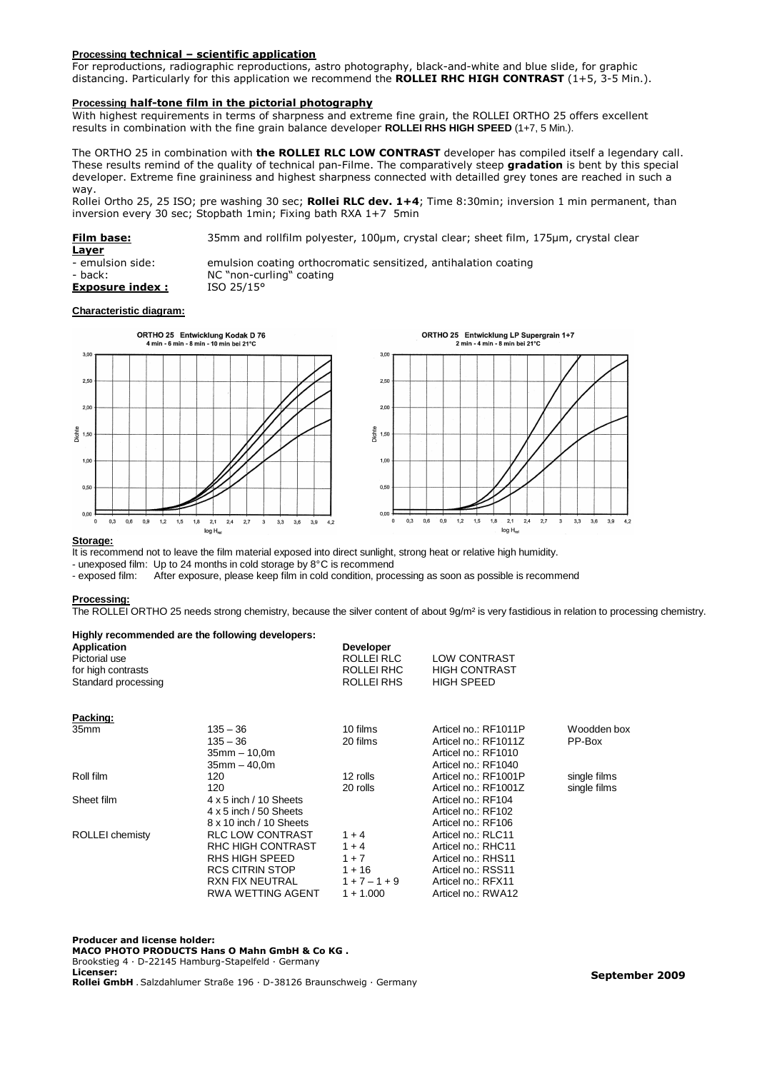**Processing technical – scientific application**

For reproductions, radiographic reproductions, astro photography, black-and-white and blue slide, for graphic distancing. Particularly for this application we recommend the **ROLLEI RHC HIGH CONTRAST** (1+5, 3-5 Min.).

**Processing half-tone film in the pictorial photography**

With highest requirements in terms of sharpness and extreme fine grain, the ROLLEI ORTHO 25 offers excellent results in combination with the fine grain balance developer **ROLLEI RHS HIGH SPEED** (1+7, 5 Min.).

The ORTHO 25 in combination with **the ROLLEI RLC LOW CONTRAST** developer has compiled itself a legendary call. These results remind of the quality of technical pan-Filme. The comparatively steep **gradation** is bent by this special developer. Extreme fine graininess and highest sharpness connected with detailled grey tones are reached in such a way.

Rollei Ortho 25, 25 ISO; pre washing 30 sec; **Rollei RLC dev. 1+4**; Time 8:30min; inversion 1 min permanent, than inversion every 30 sec; Stopbath 1min; Fixing bath RXA 1+7 5min

**Film base:** 35mm and rollfilm polyester, 100µm, crystal clear; sheet film, 175µm, crystal clear

**Layer**

- emulsion side: emulsion coating orthocromatic sensitized, antihalation coating
- back: NC "non-curling" coating

**Exposure index :** ISO 25/15°

**Characteristic diagram:**

ORTHO 25 Entwicklung Kodak D 76
4 min - 6 min - 8 min - 10 min bei 21°C
Dichte
3,00 2,50 2,00 1,50 1,00 0,50 0,00
0 0,3 0,6 0,9 1,2 1,5 1,8 2,1 2,4 2,7 3 3,3 3,6 3,9 4,2
log $H_{rel}$

ORTHO 25 Entwicklung LP Supergrain 1+7
2 min - 4 min - 8 min bei 21°C
Dichte
3,00 2,50 2,00 1,50 1,00 0,50 0,00
0 0,3 0,6 0,9 1,2 1,5 1,8 2,1 2,4 2,7 3 3,3 3,6 3,9 4,2
log $H_{rel}$

**Storage:**

It is recommend not to leave the film material exposed into direct sunlight, strong heat or relative high humidity.

- unexposed film: Up to 24 months in cold storage by 8°C is recommend
- exposed film: After exposure, please keep film in cold condition, processing as soon as possible is recommend

**Processing:**

The ROLLEI ORTHO 25 needs strong chemistry, because the silver content of about 9g/m² is very fastidious in relation to processing chemistry.

**Highly recommended are the following developers:**

| **Application** | **Developer** | |
|---|---|---|
| Pictorial use | ROLLEI RLC | LOW CONTRAST |
| for high contrasts | ROLLEI RHC | HIGH CONTRAST |
| Standard processing | ROLLEI RHS | HIGH SPEED |

**Packing:**

| | | | | |
|---|---|---|---|---|
| 35mm | 135 – 36 | 10 films | Articel no.: RF1011P | Woodden box |
| | 135 – 36 | 20 films | Articel no.: RF1011Z | PP-Box |
| | 35mm – 10,0m | | Articel no.: RF1010 | |
| | 35mm – 40,0m | | Articel no.: RF1040 | |
| Roll film | 120 | 12 rolls | Articel no.: RF1001P | single films |
| | 120 | 20 rolls | Articel no.: RF1001Z | single films |
| Sheet film | 4 x 5 inch / 10 Sheets | | Articel no.: RF104 | |
| | 4 x 5 inch / 50 Sheets | | Articel no.: RF102 | |
| | 8 x 10 inch / 10 Sheets | | Articel no.: RF106 | |
| ROLLEI chemisty | RLC LOW CONTRAST | 1 + 4 | Articel no.: RLC11 | |
| | RHC HIGH CONTRAST | 1 + 4 | Articel no.: RHC11 | |
| | RHS HIGH SPEED | 1 + 7 | Articel no.: RHS11 | |
| | RCS CITRIN STOP | 1 + 16 | Articel no.: RSS11 | |
| | RXN FIX NEUTRAL | 1 + 7 – 1 + 9 | Articel no.: RFX11 | |
| | RWA WETTING AGENT | 1 + 1.000 | Articel no.: RWA12 | |

**Producer and license holder:**
**MACO PHOTO PRODUCTS Hans O Mahn GmbH & Co KG .**
Brookstieg 4 · D-22145 Hamburg-Stapelfeld · Germany
**Licenser:**
**Rollei GmbH** . Salzdahlumer Straße 196 · D-38126 Braunschweig · Germany

**September 2009**